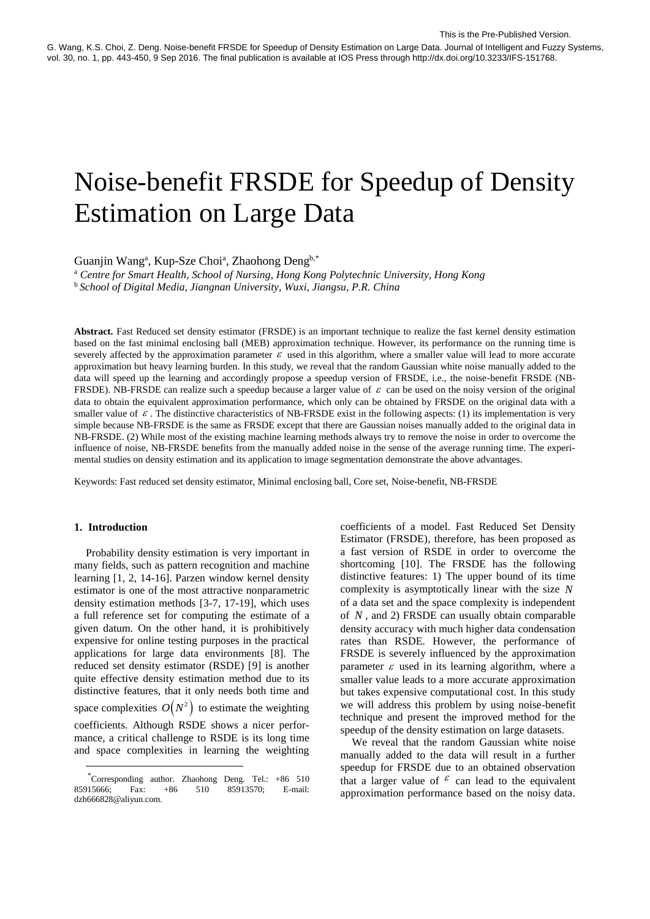This is the Pre-Published Version.

G. Wang, K.S. Choi, Z. Deng. Noise-benefit FRSDE for Speedup of Density Estimation on Large Data. Journal of Intelligent and Fuzzy Systems, vol. 30, no. 1, pp. 443-450, 9 Sep 2016. The final publication is available at IOS Press through http://dx.doi.org/10.3233/IFS-151768.

# Noise-benefit FRSDE for Speedup of Density Estimation on Large Data

Guanjin Wang[a], Kup-Sze Choi[a], Zhaohong Deng[b,*]

[a] *Centre for Smart Health, School of Nursing, Hong Kong Polytechnic University, Hong Kong*

[b] *School of Digital Media, Jiangnan University, Wuxi, Jiangsu, P.R. China*

**Abstract.** Fast Reduced set density estimator (FRSDE) is an important technique to realize the fast kernel density estimation based on the fast minimal enclosing ball (MEB) approximation technique. However, its performance on the running time is severely affected by the approximation parameter $\varepsilon$ used in this algorithm, where a smaller value will lead to more accurate approximation but heavy learning burden. In this study, we reveal that the random Gaussian white noise manually added to the data will speed up the learning and accordingly propose a speedup version of FRSDE, i.e., the noise-benefit FRSDE (NB-FRSDE). NB-FRSDE can realize such a speedup because a larger value of $\varepsilon$ can be used on the noisy version of the original data to obtain the equivalent approximation performance, which only can be obtained by FRSDE on the original data with a smaller value of $\varepsilon$. The distinctive characteristics of NB-FRSDE exist in the following aspects: (1) its implementation is very simple because NB-FRSDE is the same as FRSDE except that there are Gaussian noises manually added to the original data in NB-FRSDE. (2) While most of the existing machine learning methods always try to remove the noise in order to overcome the influence of noise, NB-FRSDE benefits from the manually added noise in the sense of the average running time. The experimental studies on density estimation and its application to image segmentation demonstrate the above advantages.

Keywords: Fast reduced set density estimator, Minimal enclosing ball, Core set, Noise-benefit, NB-FRSDE

## 1. Introduction

Probability density estimation is very important in many fields, such as pattern recognition and machine learning [1, 2, 14-16]. Parzen window kernel density estimator is one of the most attractive nonparametric density estimation methods [3-7, 17-19], which uses a full reference set for computing the estimate of a given datum. On the other hand, it is prohibitively expensive for online testing purposes in the practical applications for large data environments [8]. The reduced set density estimator (RSDE) [9] is another quite effective density estimation method due to its distinctive features, that it only needs both time and space complexities $O(N^2)$ to estimate the weighting coefficients. Although RSDE shows a nicer performance, a critical challenge to RSDE is its long time and space complexities in learning the weighting coefficients of a model. Fast Reduced Set Density Estimator (FRSDE), therefore, has been proposed as a fast version of RSDE in order to overcome the shortcoming [10]. The FRSDE has the following distinctive features: 1) The upper bound of its time complexity is asymptotically linear with the size $N$ of a data set and the space complexity is independent of $N$, and 2) FRSDE can usually obtain comparable density accuracy with much higher data condensation rates than RSDE. However, the performance of FRSDE is severely influenced by the approximation parameter $\varepsilon$ used in its learning algorithm, where a smaller value leads to a more accurate approximation but takes expensive computational cost. In this study we will address this problem by using noise-benefit technique and present the improved method for the speedup of the density estimation on large datasets.

We reveal that the random Gaussian white noise manually added to the data will result in a further speedup for FRSDE due to an obtained observation that a larger value of $\varepsilon$ can lead to the equivalent approximation performance based on the noisy data.

*Corresponding author. Zhaohong Deng. Tel.: +86 510 85915666; Fax: +86 510 85913570; E-mail: dzh666828@aliyun.com.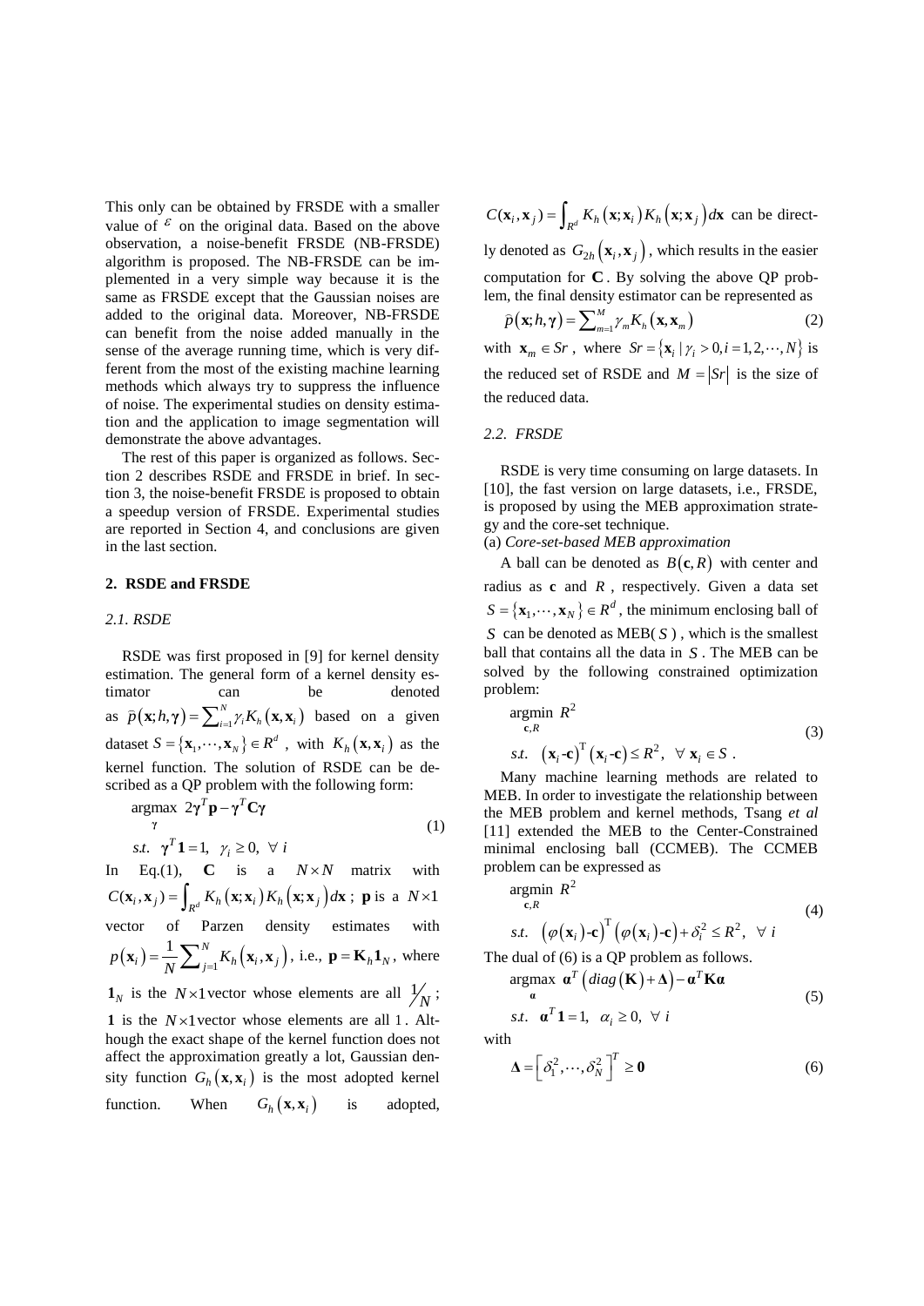This only can be obtained by FRSDE with a smaller value of $\varepsilon$ on the original data. Based on the above observation, a noise-benefit FRSDE (NB-FRSDE) algorithm is proposed. The NB-FRSDE can be implemented in a very simple way because it is the same as FRSDE except that the Gaussian noises are added to the original data. Moreover, NB-FRSDE can benefit from the noise added manually in the sense of the average running time, which is very different from the most of the existing machine learning methods which always try to suppress the influence of noise. The experimental studies on density estimation and the application to image segmentation will demonstrate the above advantages.

The rest of this paper is organized as follows. Section 2 describes RSDE and FRSDE in brief. In section 3, the noise-benefit FRSDE is proposed to obtain a speedup version of FRSDE. Experimental studies are reported in Section 4, and conclusions are given in the last section.

## 2. RSDE and FRSDE

### 2.1. RSDE

RSDE was first proposed in [9] for kernel density estimation. The general form of a kernel density estimator can be denoted as $\bar{p}(\mathbf{x};h,\boldsymbol{\gamma}) = \sum_{i=1}^{N}\gamma_i K_h(\mathbf{x},\mathbf{x}_i)$ based on a given dataset $S=\{\mathbf{x}_1,\cdots,\mathbf{x}_N\}\in R^d$, with $K_h(\mathbf{x},\mathbf{x}_i)$ as the kernel function. The solution of RSDE can be described as a QP problem with the following form:

$$
\begin{aligned}
&\underset{\boldsymbol{\gamma}}{\text{argmax}}\ \ 2\boldsymbol{\gamma}^T\mathbf{p} - \boldsymbol{\gamma}^T\mathbf{C}\boldsymbol{\gamma} \\
&s.t.\ \ \boldsymbol{\gamma}^T\mathbf{1}=1,\ \ \gamma_i \ge 0,\ \forall\, i
\end{aligned}
\tag{1}
$$

In Eq.(1), $\mathbf{C}$ is a $N\times N$ matrix with $C(\mathbf{x}_i,\mathbf{x}_j)=\int_{R^d} K_h(\mathbf{x};\mathbf{x}_i)K_h(\mathbf{x};\mathbf{x}_j)d\mathbf{x}$; $\mathbf{p}$ is a $N\times 1$ vector of Parzen density estimates with $p(\mathbf{x}_i)=\frac{1}{N}\sum_{j=1}^{N}K_h(\mathbf{x}_i,\mathbf{x}_j)$, i.e., $\mathbf{p}=\mathbf{K}_h\mathbf{1}_N$, where $\mathbf{1}_N$ is the $N\times 1$ vector whose elements are all $1/N$; $\mathbf{1}$ is the $N\times 1$ vector whose elements are all $1$. Although the exact shape of the kernel function does not affect the approximation greatly a lot, Gaussian density function $G_h(\mathbf{x},\mathbf{x}_i)$ is the most adopted kernel function. When $G_h(\mathbf{x},\mathbf{x}_i)$ is adopted, $C(\mathbf{x}_i,\mathbf{x}_j)=\int_{R^d} K_h(\mathbf{x};\mathbf{x}_i)K_h(\mathbf{x};\mathbf{x}_j)d\mathbf{x}$ can be directly denoted as $G_{2h}(\mathbf{x}_i,\mathbf{x}_j)$, which results in the easier computation for $\mathbf{C}$. By solving the above QP problem, the final density estimator can be represented as

$$
\hat{p}(\mathbf{x};h,\boldsymbol{\gamma}) = \sum_{m=1}^{M}\gamma_m K_h(\mathbf{x},\mathbf{x}_m)
\tag{2}
$$

with $\mathbf{x}_m \in Sr$, where $Sr=\{\mathbf{x}_i \mid \gamma_i>0, i=1,2,\cdots,N\}$ is the reduced set of RSDE and $M=|Sr|$ is the size of the reduced data.

### 2.2. FRSDE

RSDE is very time consuming on large datasets. In [10], the fast version on large datasets, i.e., FRSDE, is proposed by using the MEB approximation strategy and the core-set technique.

(a) *Core-set-based MEB approximation*

A ball can be denoted as $B(\mathbf{c},R)$ with center and radius as $\mathbf{c}$ and $R$, respectively. Given a data set $S=\{\mathbf{x}_1,\cdots,\mathbf{x}_N\}\in R^d$, the minimum enclosing ball of $S$ can be denoted as MEB($S$), which is the smallest ball that contains all the data in $S$. The MEB can be solved by the following constrained optimization problem:

$$
\begin{aligned}
&\underset{\mathbf{c},R}{\text{argmin}}\ \ R^2 \\
&s.t.\ \ (\mathbf{x}_i-\mathbf{c})^{\mathrm{T}}(\mathbf{x}_i-\mathbf{c}) \le R^2,\ \ \forall\ \mathbf{x}_i \in S\ .
\end{aligned}
\tag{3}
$$

Many machine learning methods are related to MEB. In order to investigate the relationship between the MEB problem and kernel methods, Tsang *et al* [11] extended the MEB to the Center-Constrained minimal enclosing ball (CCMEB). The CCMEB problem can be expressed as

$$
\begin{aligned}
&\underset{\mathbf{c},R}{\text{argmin}}\ \ R^2 \\
&s.t.\ \ (\varphi(\mathbf{x}_i)-\mathbf{c})^{\mathrm{T}}(\varphi(\mathbf{x}_i)-\mathbf{c})+\delta_i^2 \le R^2,\ \ \forall\ i
\end{aligned}
\tag{4}
$$

The dual of (6) is a QP problem as follows.

$$
\begin{aligned}
&\underset{\boldsymbol{\alpha}}{\text{argmax}}\ \ \boldsymbol{\alpha}^T(diag(\mathbf{K})+\boldsymbol{\Delta}) - \boldsymbol{\alpha}^T\mathbf{K}\boldsymbol{\alpha} \\
&s.t.\ \ \boldsymbol{\alpha}^T\mathbf{1}=1,\ \ \alpha_i \ge 0,\ \forall\ i
\end{aligned}
\tag{5}
$$

with

$$
\boldsymbol{\Delta} = \left[\delta_1^2,\cdots,\delta_N^2\right]^T \ge \mathbf{0}
\tag{6}
$$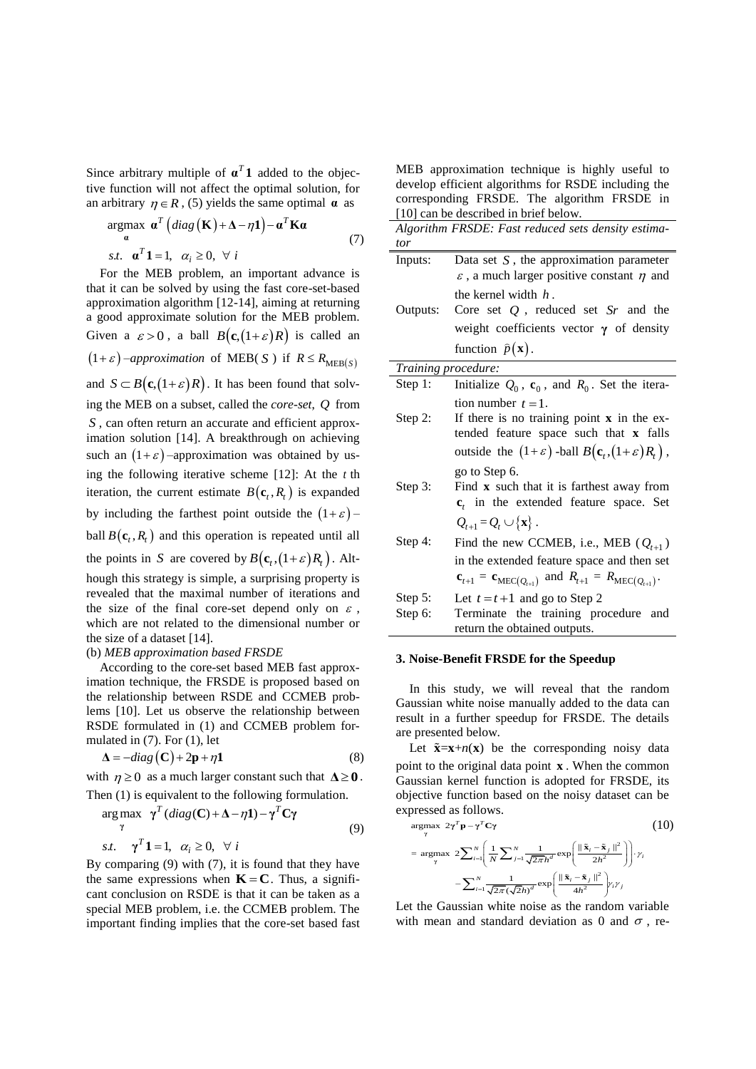Since arbitrary multiple of $\boldsymbol{\alpha}^T\mathbf{1}$ added to the objective function will not affect the optimal solution, for an arbitrary $\eta \in R$, (5) yields the same optimal $\boldsymbol{\alpha}$ as

$$\begin{aligned} &\underset{\boldsymbol{\alpha}}{\text{argmax}} \ \boldsymbol{\alpha}^T\left(diag\left(\mathbf{K}\right)+\boldsymbol{\Delta}-\eta\mathbf{1}\right)-\boldsymbol{\alpha}^T\mathbf{K}\boldsymbol{\alpha} \\ &s.t. \ \ \boldsymbol{\alpha}^T\mathbf{1}=1, \ \ \alpha_i \geq 0, \ \forall \ i \end{aligned} \tag{7}$$

For the MEB problem, an important advance is that it can be solved by using the fast core-set-based approximation algorithm [12-14], aiming at returning a good approximate solution for the MEB problem. Given a $\varepsilon > 0$, a ball $B\left(\mathbf{c},(1+\varepsilon)R\right)$ is called an $(1+\varepsilon)$ *–approximation* of MEB( $S$ ) if $R \leq R_{\text{MEB}(S)}$ and $S \subset B\left(\mathbf{c},(1+\varepsilon)R\right)$. It has been found that solving the MEB on a subset, called the *core-set*, $Q$ from $S$, can often return an accurate and efficient approximation solution [14]. A breakthrough on achieving such an $(1+\varepsilon)$ –approximation was obtained by using the following iterative scheme [12]: At the $t$ th iteration, the current estimate $B\left(\mathbf{c}_t,R_t\right)$ is expanded by including the farthest point outside the $(1+\varepsilon)$ – ball $B\left(\mathbf{c}_t,R_t\right)$ and this operation is repeated until all the points in $S$ are covered by $B\left(\mathbf{c}_t,(1+\varepsilon)R_t\right)$. Although this strategy is simple, a surprising property is revealed that the maximal number of iterations and the size of the final core-set depend only on $\varepsilon$, which are not related to the dimensional number or the size of a dataset [14].

(b) *MEB approximation based FRSDE*

According to the core-set based MEB fast approximation technique, the FRSDE is proposed based on the relationship between RSDE and CCMEB problems [10]. Let us observe the relationship between RSDE formulated in (1) and CCMEB problem formulated in (7). For (1), let

$$\boldsymbol{\Delta} = -diag\left(\mathbf{C}\right)+2\mathbf{p}+\eta\mathbf{1} \tag{8}$$

with $\eta \geq 0$ as a much larger constant such that $\boldsymbol{\Delta} \geq \mathbf{0}$. Then (1) is equivalent to the following formulation.

$$\begin{aligned} &\underset{\boldsymbol{\gamma}}{\arg\max} \ \ \boldsymbol{\gamma}^T(diag(\mathbf{C})+\boldsymbol{\Delta}-\eta\mathbf{1})-\boldsymbol{\gamma}^T\mathbf{C}\boldsymbol{\gamma} \\ &s.t. \ \ \ \boldsymbol{\gamma}^T\mathbf{1}=1, \ \ \alpha_i \geq 0, \ \ \forall \ i \end{aligned} \tag{9}$$

By comparing (9) with (7), it is found that they have the same expressions when $\mathbf{K}=\mathbf{C}$. Thus, a significant conclusion on RSDE is that it can be taken as a special MEB problem, i.e. the CCMEB problem. The important finding implies that the core-set based fast MEB approximation technique is highly useful to develop efficient algorithms for RSDE including the corresponding FRSDE. The algorithm FRSDE in [10] can be described in brief below.

*Algorithm FRSDE: Fast reduced sets density estimator*

| | |
|---|---|
| Inputs: | Data set $S$, the approximation parameter $\varepsilon$, a much larger positive constant $\eta$ and the kernel width $h$. |
| Outputs: | Core set $Q$, reduced set $Sr$ and the weight coefficients vector $\boldsymbol{\gamma}$ of density function $\hat{p}(\mathbf{x})$. |
| *Training procedure:* | |
| Step 1: | Initialize $Q_0$, $\mathbf{c}_0$, and $R_0$. Set the iteration number $t=1$. |
| Step 2: | If there is no training point $\mathbf{x}$ in the extended feature space such that $\mathbf{x}$ falls outside the $(1+\varepsilon)$ -ball $B\left(\mathbf{c}_t,(1+\varepsilon)R_t\right)$, go to Step 6. |
| Step 3: | Find $\mathbf{x}$ such that it is farthest away from $\mathbf{c}_t$ in the extended feature space. Set $Q_{t+1}=Q_t \cup \{\mathbf{x}\}$. |
| Step 4: | Find the new CCMEB, i.e., MEB ($Q_{t+1}$) in the extended feature space and then set $\mathbf{c}_{t+1}$ = $\mathbf{c}_{\text{MEC}(Q_{t+1})}$ and $R_{t+1}$ = $R_{\text{MEC}(Q_{t+1})}$. |
| Step 5: | Let $t=t+1$ and go to Step 2 |
| Step 6: | Terminate the training procedure and return the obtained outputs. |

### 3. Noise-Benefit FRSDE for the Speedup

In this study, we will reveal that the random Gaussian white noise manually added to the data can result in a further speedup for FRSDE. The details are presented below.

Let $\tilde{\mathbf{x}}=\mathbf{x}+n(\mathbf{x})$ be the corresponding noisy data point to the original data point $\mathbf{x}$. When the common Gaussian kernel function is adopted for FRSDE, its objective function based on the noisy dataset can be expressed as follows.

$$\begin{aligned} &\underset{\boldsymbol{\gamma}}{\text{argmax}} \ \ 2\boldsymbol{\gamma}^T\mathbf{p}-\boldsymbol{\gamma}^T\mathbf{C}\boldsymbol{\gamma} \\ &= \underset{\boldsymbol{\gamma}}{\text{argmax}} \ \ 2\sum_{i=1}^{N}\left(\frac{1}{N}\sum_{j=1}^{N}\frac{1}{\sqrt{2\pi}h^d}\exp\left(\frac{\|\tilde{\mathbf{x}}_i-\tilde{\mathbf{x}}_j\|^2}{2h^2}\right)\right)\cdot\gamma_i \\ &\quad -\sum_{i=1}^{N}\frac{1}{\sqrt{2\pi}(\sqrt{2}h)^d}\exp\left(\frac{\|\tilde{\mathbf{x}}_i-\tilde{\mathbf{x}}_j\|^2}{4h^2}\right)\gamma_i\gamma_j \end{aligned} \tag{10}$$

Let the Gaussian white noise as the random variable with mean and standard deviation as 0 and $\sigma$, re-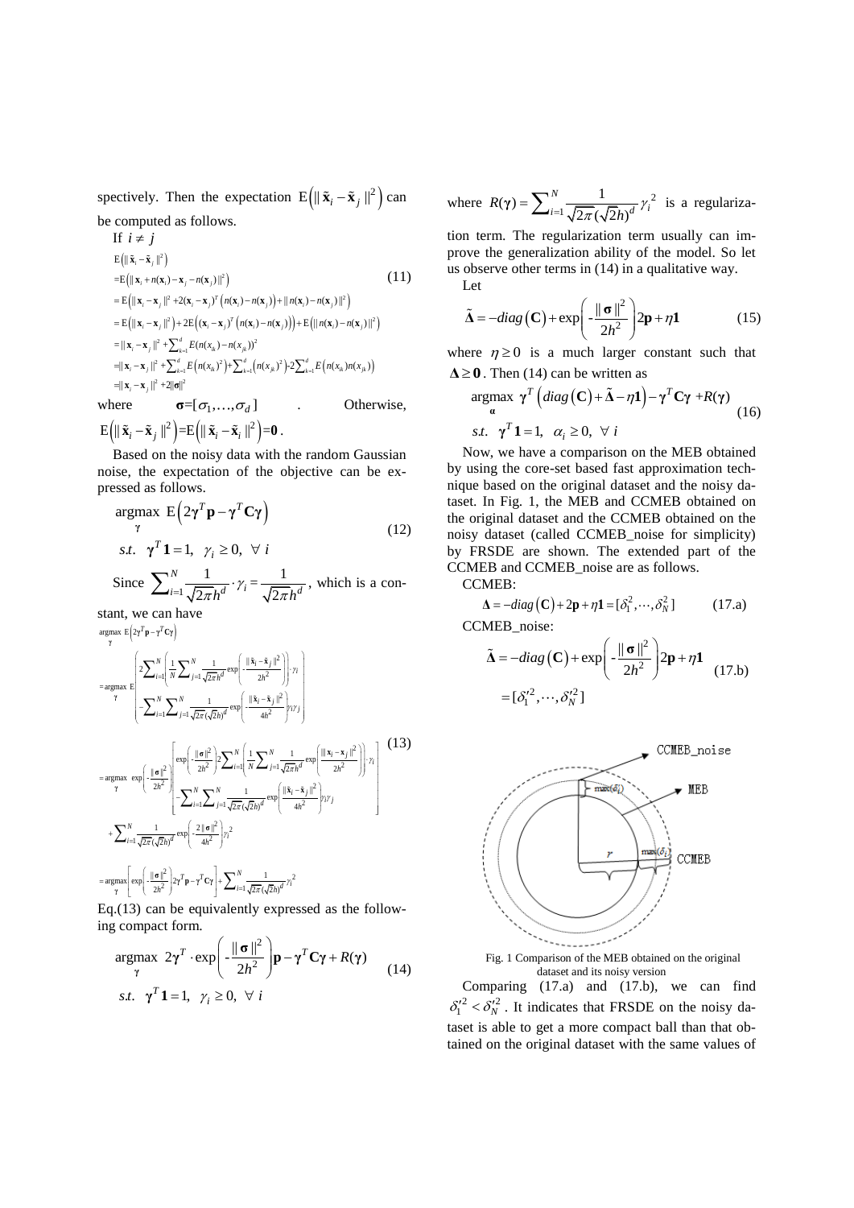spectively. Then the expectation $\mathrm{E}\left(\|\tilde{\mathbf{x}}_i - \tilde{\mathbf{x}}_j\|^2\right)$ can be computed as follows.

If $i \neq j$

$$
\begin{aligned}
&\mathrm{E}\left(\|\tilde{\mathbf{x}}_i - \tilde{\mathbf{x}}_j\|^2\right) \\
&=\mathrm{E}\left(\|\mathbf{x}_i + n(\mathbf{x}_i) - \mathbf{x}_j - n(\mathbf{x}_j)\|^2\right) \\
&= \mathrm{E}\left(\|\mathbf{x}_i - \mathbf{x}_j\|^2 + 2(\mathbf{x}_i - \mathbf{x}_j)^T\left(n(\mathbf{x}_i) - n(\mathbf{x}_j)\right) + \|n(\mathbf{x}_i) - n(\mathbf{x}_j)\|^2\right) \\
&= \mathrm{E}\left(\|\mathbf{x}_i - \mathbf{x}_j\|^2\right) + 2\mathrm{E}\left((\mathbf{x}_i - \mathbf{x}_j)^T\left(n(\mathbf{x}_i) - n(\mathbf{x}_j)\right)\right) + \mathrm{E}\left(\|n(\mathbf{x}_i) - n(\mathbf{x}_j)\|^2\right) \\
&= \|\mathbf{x}_i - \mathbf{x}_j\|^2 + \sum_{k=1}^{d} E(n(x_{ik}) - n(x_{jk}))^2 \\
&= \|\mathbf{x}_i - \mathbf{x}_j\|^2 + \sum_{k=1}^{d} E\left(n(x_{ik})^2\right) + \sum_{k=1}^{d}\left(n(x_{jk})^2\right) - 2\sum_{k=1}^{d} E\left(n(x_{ik})n(x_{jk})\right) \\
&= \|\mathbf{x}_i - \mathbf{x}_j\|^2 + 2\|\boldsymbol{\sigma}\|^2
\end{aligned}
\tag{11}
$$

where $\boldsymbol{\sigma}=[\sigma_1,\ldots,\sigma_d]$. Otherwise, $\mathrm{E}\left(\|\tilde{\mathbf{x}}_i - \tilde{\mathbf{x}}_j\|^2\right) = \mathrm{E}\left(\|\tilde{\mathbf{x}}_i - \tilde{\mathbf{x}}_i\|^2\right) = \mathbf{0}$.

Based on the noisy data with the random Gaussian noise, the expectation of the objective can be expressed as follows.

$$
\begin{aligned}
&\underset{\boldsymbol{\gamma}}{\operatorname{argmax}}\ \mathrm{E}\left(2\boldsymbol{\gamma}^T\mathbf{p} - \boldsymbol{\gamma}^T\mathbf{C}\boldsymbol{\gamma}\right) \\
&s.t.\ \ \boldsymbol{\gamma}^T\mathbf{1} = 1,\ \ \gamma_i \geq 0,\ \forall\, i
\end{aligned}
\tag{12}
$$

Since $\sum_{i=1}^{N}\frac{1}{\sqrt{2\pi}h^d}\cdot\gamma_i = \frac{1}{\sqrt{2\pi}h^d}$, which is a constant, we can have

$$
\begin{aligned}
&\underset{\boldsymbol{\gamma}}{\operatorname{argmax}}\ \mathrm{E}\left(2\boldsymbol{\gamma}^T\mathbf{p} - \boldsymbol{\gamma}^T\mathbf{C}\boldsymbol{\gamma}\right) \\
&= \underset{\boldsymbol{\gamma}}{\operatorname{argmax}}\ \mathrm{E}\left(\begin{array}{l} 2\sum_{i=1}^{N}\left(\frac{1}{N}\sum_{j=1}^{N}\frac{1}{\sqrt{2\pi}h^d}\exp\left(-\frac{\|\tilde{\mathbf{x}}_i - \tilde{\mathbf{x}}_j\|^2}{2h^2}\right)\right)\cdot\gamma_i \\ -\sum_{i=1}^{N}\sum_{j=1}^{N}\frac{1}{\sqrt{2\pi}(\sqrt{2}h)^d}\exp\left(-\frac{\|\tilde{\mathbf{x}}_i - \tilde{\mathbf{x}}_j\|^2}{4h^2}\right)\gamma_i\gamma_j \end{array}\right) \\
&= \underset{\boldsymbol{\gamma}}{\operatorname{argmax}}\ \exp\left(-\frac{\|\boldsymbol{\sigma}\|^2}{2h^2}\right)\left[\begin{array}{l} \exp\left(-\frac{\|\boldsymbol{\sigma}\|^2}{2h^2}\right)2\sum_{i=1}^{N}\left(\frac{1}{N}\sum_{j=1}^{N}\frac{1}{\sqrt{2\pi}h^d}\exp\left(\frac{\|\mathbf{x}_i - \mathbf{x}_j\|^2}{2h^2}\right)\right)\cdot\gamma_i \\ -\sum_{i=1}^{N}\sum_{j=1}^{N}\frac{1}{\sqrt{2\pi}(\sqrt{2}h)^d}\exp\left(\frac{\|\tilde{\mathbf{x}}_i - \tilde{\mathbf{x}}_j\|^2}{4h^2}\right)\gamma_i\gamma_j \end{array}\right] \\
&\quad + \sum_{i=1}^{N}\frac{1}{\sqrt{2\pi}(\sqrt{2}h)^d}\exp\left(-\frac{2\|\boldsymbol{\sigma}\|^2}{4h^2}\right)\gamma_i^2 \\
&= \underset{\boldsymbol{\gamma}}{\operatorname{argmax}}\left[\exp\left(-\frac{\|\boldsymbol{\sigma}\|^2}{2h^2}\right)2\boldsymbol{\gamma}^T\mathbf{p} - \boldsymbol{\gamma}^T\mathbf{C}\boldsymbol{\gamma}\right] + \sum_{i=1}^{N}\frac{1}{\sqrt{2\pi}(\sqrt{2}h)^d}\gamma_i^2
\end{aligned}
\tag{13}
$$

Eq.(13) can be equivalently expressed as the following compact form.

$$
\begin{aligned}
&\underset{\boldsymbol{\gamma}}{\operatorname{argmax}}\ 2\boldsymbol{\gamma}^T\cdot\exp\left(-\frac{\|\boldsymbol{\sigma}\|^2}{2h^2}\right)\mathbf{p} - \boldsymbol{\gamma}^T\mathbf{C}\boldsymbol{\gamma} + R(\boldsymbol{\gamma}) \\
&s.t.\ \ \boldsymbol{\gamma}^T\mathbf{1} = 1,\ \ \gamma_i \geq 0,\ \forall\, i
\end{aligned}
\tag{14}
$$

where $R(\boldsymbol{\gamma}) = \sum_{i=1}^{N}\frac{1}{\sqrt{2\pi}(\sqrt{2}h)^d}\gamma_i^2$ is a regularization term. The regularization term usually can improve the generalization ability of the model. So let us observe other terms in (14) in a qualitative way.

Let

$$
\tilde{\boldsymbol{\Delta}} = -diag\left(\mathbf{C}\right) + \exp\left(-\frac{\|\boldsymbol{\sigma}\|^2}{2h^2}\right)2\mathbf{p} + \eta\mathbf{1}
\tag{15}
$$

where $\eta \geq 0$ is a much larger constant such that $\boldsymbol{\Delta} \geq \mathbf{0}$. Then (14) can be written as

$$
\begin{aligned}
&\underset{\boldsymbol{\alpha}}{\operatorname{argmax}}\ \boldsymbol{\gamma}^T\left(diag\left(\mathbf{C}\right) + \tilde{\boldsymbol{\Delta}} - \eta\mathbf{1}\right) - \boldsymbol{\gamma}^T\mathbf{C}\boldsymbol{\gamma} + R(\boldsymbol{\gamma}) \\
&s.t.\ \ \boldsymbol{\gamma}^T\mathbf{1} = 1,\ \ \alpha_i \geq 0,\ \forall\, i
\end{aligned}
\tag{16}
$$

Now, we have a comparison on the MEB obtained by using the core-set based fast approximation technique based on the original dataset and the noisy dataset. In Fig. 1, the MEB and CCMEB obtained on the original dataset and the CCMEB obtained on the noisy dataset (called CCMEB_noise for simplicity) by FRSDE are shown. The extended part of the CCMEB and CCMEB_noise are as follows.

CCMEB:

$$
\boldsymbol{\Delta} = -diag\left(\mathbf{C}\right) + 2\mathbf{p} + \eta\mathbf{1} = [\delta_1^2,\cdots,\delta_N^2]
\tag{17.a}
$$

CCMEB_noise:

$$
\begin{aligned}
\tilde{\boldsymbol{\Delta}} &= -diag\left(\mathbf{C}\right) + \exp\left(-\frac{\|\boldsymbol{\sigma}\|^2}{2h^2}\right)2\mathbf{p} + \eta\mathbf{1} \\
&= [\delta_1'^2,\cdots,\delta_N'^2]
\end{aligned}
\tag{17.b}
$$

CCMEB_noise

MEB

CCMEB

$\max(\delta_i')$

$\max(\delta_i)$

$r$

Fig. 1 Comparison of the MEB obtained on the original dataset and its noisy version

Comparing (17.a) and (17.b), we can find $\delta_1'^2 < \delta_N'^2$. It indicates that FRSDE on the noisy dataset is able to get a more compact ball than that obtained on the original dataset with the same values of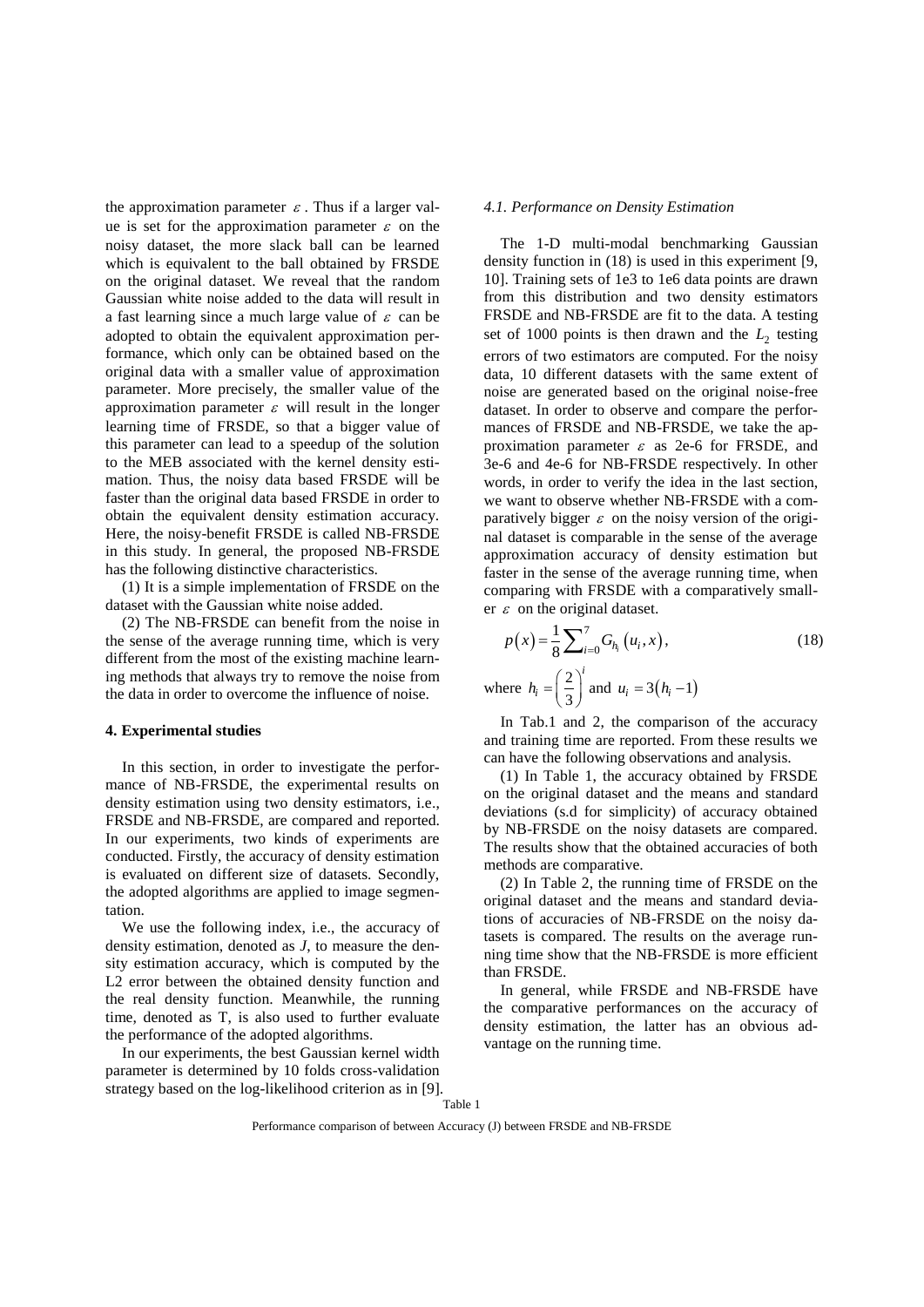the approximation parameter $\varepsilon$. Thus if a larger value is set for the approximation parameter $\varepsilon$ on the noisy dataset, the more slack ball can be learned which is equivalent to the ball obtained by FRSDE on the original dataset. We reveal that the random Gaussian white noise added to the data will result in a fast learning since a much large value of $\varepsilon$ can be adopted to obtain the equivalent approximation performance, which only can be obtained based on the original data with a smaller value of approximation parameter. More precisely, the smaller value of the approximation parameter $\varepsilon$ will result in the longer learning time of FRSDE, so that a bigger value of this parameter can lead to a speedup of the solution to the MEB associated with the kernel density estimation. Thus, the noisy data based FRSDE will be faster than the original data based FRSDE in order to obtain the equivalent density estimation accuracy. Here, the noisy-benefit FRSDE is called NB-FRSDE in this study. In general, the proposed NB-FRSDE has the following distinctive characteristics.

(1) It is a simple implementation of FRSDE on the dataset with the Gaussian white noise added.

(2) The NB-FRSDE can benefit from the noise in the sense of the average running time, which is very different from the most of the existing machine learning methods that always try to remove the noise from the data in order to overcome the influence of noise.

## 4. Experimental studies

In this section, in order to investigate the performance of NB-FRSDE, the experimental results on density estimation using two density estimators, i.e., FRSDE and NB-FRSDE, are compared and reported. In our experiments, two kinds of experiments are conducted. Firstly, the accuracy of density estimation is evaluated on different size of datasets. Secondly, the adopted algorithms are applied to image segmentation.

We use the following index, i.e., the accuracy of density estimation, denoted as $J$, to measure the density estimation accuracy, which is computed by the L2 error between the obtained density function and the real density function. Meanwhile, the running time, denoted as T, is also used to further evaluate the performance of the adopted algorithms.

In our experiments, the best Gaussian kernel width parameter is determined by 10 folds cross-validation strategy based on the log-likelihood criterion as in [9].

### *4.1. Performance on Density Estimation*

The 1-D multi-modal benchmarking Gaussian density function in (18) is used in this experiment [9, 10]. Training sets of 1e3 to 1e6 data points are drawn from this distribution and two density estimators FRSDE and NB-FRSDE are fit to the data. A testing set of 1000 points is then drawn and the $L_2$ testing errors of two estimators are computed. For the noisy data, 10 different datasets with the same extent of noise are generated based on the original noise-free dataset. In order to observe and compare the performances of FRSDE and NB-FRSDE, we take the approximation parameter $\varepsilon$ as 2e-6 for FRSDE, and 3e-6 and 4e-6 for NB-FRSDE respectively. In other words, in order to verify the idea in the last section, we want to observe whether NB-FRSDE with a comparatively bigger $\varepsilon$ on the noisy version of the original dataset is comparable in the sense of the average approximation accuracy of density estimation but faster in the sense of the average running time, when comparing with FRSDE with a comparatively smaller $\varepsilon$ on the original dataset.

$$p(x) = \frac{1}{8}\sum_{i=0}^{7} G_{h_i}(u_i, x), \tag{18}$$

where $h_i = \left(\frac{2}{3}\right)^i$ and $u_i = 3(h_i - 1)$

In Tab.1 and 2, the comparison of the accuracy and training time are reported. From these results we can have the following observations and analysis.

(1) In Table 1, the accuracy obtained by FRSDE on the original dataset and the means and standard deviations (s.d for simplicity) of accuracy obtained by NB-FRSDE on the noisy datasets are compared. The results show that the obtained accuracies of both methods are comparative.

(2) In Table 2, the running time of FRSDE on the original dataset and the means and standard deviations of accuracies of NB-FRSDE on the noisy datasets is compared. The results on the average running time show that the NB-FRSDE is more efficient than FRSDE.

In general, while FRSDE and NB-FRSDE have the comparative performances on the accuracy of density estimation, the latter has an obvious advantage on the running time.

Table 1

Performance comparison of between Accuracy (J) between FRSDE and NB-FRSDE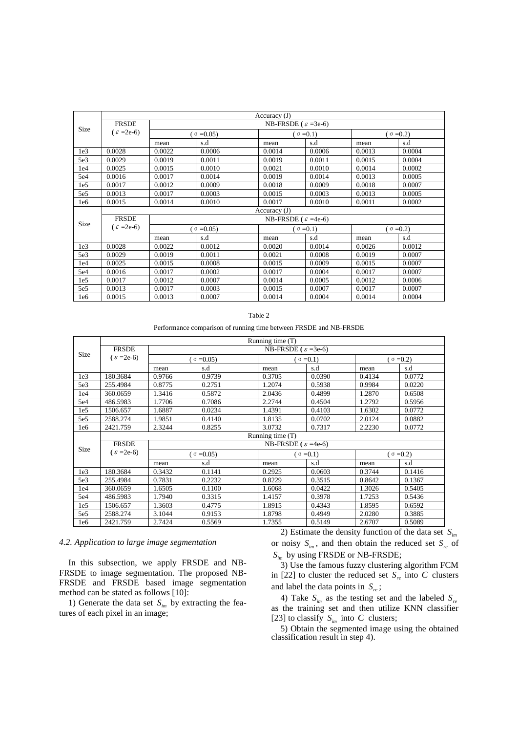| Size | Accuracy (J) | | | | | | |
|---|---|---|---|---|---|---|---|
| | FRSDE ($\varepsilon$ =2e-6) | NB-FRSDE ( $\varepsilon$ =3e-6) | | | | | |
| | | ( σ =0.05) | | ( σ =0.1) | | ( σ =0.2) | |
| | | mean | s.d | mean | s.d | mean | s.d |
| 1e3 | 0.0028 | 0.0022 | 0.0006 | 0.0014 | 0.0006 | 0.0013 | 0.0004 |
| 5e3 | 0.0029 | 0.0019 | 0.0011 | 0.0019 | 0.0011 | 0.0015 | 0.0004 |
| 1e4 | 0.0025 | 0.0015 | 0.0010 | 0.0021 | 0.0010 | 0.0014 | 0.0002 |
| 5e4 | 0.0016 | 0.0017 | 0.0014 | 0.0019 | 0.0014 | 0.0013 | 0.0005 |
| 1e5 | 0.0017 | 0.0012 | 0.0009 | 0.0018 | 0.0009 | 0.0018 | 0.0007 |
| 5e5 | 0.0013 | 0.0017 | 0.0003 | 0.0015 | 0.0003 | 0.0013 | 0.0005 |
| 1e6 | 0.0015 | 0.0014 | 0.0010 | 0.0017 | 0.0010 | 0.0011 | 0.0002 |
| Size | Accuracy (J) | | | | | | |
| | FRSDE ($\varepsilon$ =2e-6) | NB-FRSDE ( $\varepsilon$ =4e-6) | | | | | |
| | | ( σ =0.05) | | ( σ =0.1) | | ( σ =0.2) | |
| | | mean | s.d | mean | s.d | mean | s.d |
| 1e3 | 0.0028 | 0.0022 | 0.0012 | 0.0020 | 0.0014 | 0.0026 | 0.0012 |
| 5e3 | 0.0029 | 0.0019 | 0.0011 | 0.0021 | 0.0008 | 0.0019 | 0.0007 |
| 1e4 | 0.0025 | 0.0015 | 0.0008 | 0.0015 | 0.0009 | 0.0015 | 0.0007 |
| 5e4 | 0.0016 | 0.0017 | 0.0002 | 0.0017 | 0.0004 | 0.0017 | 0.0007 |
| 1e5 | 0.0017 | 0.0012 | 0.0007 | 0.0014 | 0.0005 | 0.0012 | 0.0006 |
| 5e5 | 0.0013 | 0.0017 | 0.0003 | 0.0015 | 0.0007 | 0.0017 | 0.0007 |
| 1e6 | 0.0015 | 0.0013 | 0.0007 | 0.0014 | 0.0004 | 0.0014 | 0.0004 |

Table 2

Performance comparison of running time between FRSDE and NB-FRSDE

| Size | Running time (T) | | | | | | |
|---|---|---|---|---|---|---|---|
| | FRSDE ($\varepsilon$ =2e-6) | NB-FRSDE ( $\varepsilon$ =3e-6) | | | | | |
| | | ( σ =0.05) | | ( σ =0.1) | | ( σ =0.2) | |
| | | mean | s.d | mean | s.d | mean | s.d |
| 1e3 | 180.3684 | 0.9766 | 0.9739 | 0.3705 | 0.0390 | 0.4134 | 0.0772 |
| 5e3 | 255.4984 | 0.8775 | 0.2751 | 1.2074 | 0.5938 | 0.9984 | 0.0220 |
| 1e4 | 360.0659 | 1.3416 | 0.5872 | 2.0436 | 0.4899 | 1.2870 | 0.6508 |
| 5e4 | 486.5983 | 1.7706 | 0.7086 | 2.2744 | 0.4504 | 1.2792 | 0.5956 |
| 1e5 | 1506.657 | 1.6887 | 0.0234 | 1.4391 | 0.4103 | 1.6302 | 0.0772 |
| 5e5 | 2588.274 | 1.9851 | 0.4140 | 1.8135 | 0.0702 | 2.0124 | 0.0882 |
| 1e6 | 2421.759 | 2.3244 | 0.8255 | 3.0732 | 0.7317 | 2.2230 | 0.0772 |
| Size | Running time (T) | | | | | | |
| | FRSDE ($\varepsilon$ =2e-6) | NB-FRSDE ( $\varepsilon$ =4e-6) | | | | | |
| | | ( σ =0.05) | | ( σ =0.1) | | ( σ =0.2) | |
| | | mean | s.d | mean | s.d | mean | s.d |
| 1e3 | 180.3684 | 0.3432 | 0.1141 | 0.2925 | 0.0603 | 0.3744 | 0.1416 |
| 5e3 | 255.4984 | 0.7831 | 0.2232 | 0.8229 | 0.3515 | 0.8642 | 0.1367 |
| 1e4 | 360.0659 | 1.6505 | 0.1100 | 1.6068 | 0.0422 | 1.3026 | 0.5405 |
| 5e4 | 486.5983 | 1.7940 | 0.3315 | 1.4157 | 0.3978 | 1.7253 | 0.5436 |
| 1e5 | 1506.657 | 1.3603 | 0.4775 | 1.8915 | 0.4343 | 1.8595 | 0.6592 |
| 5e5 | 2588.274 | 3.1044 | 0.9153 | 1.8798 | 0.4949 | 2.0280 | 0.3885 |
| 1e6 | 2421.759 | 2.7424 | 0.5569 | 1.7355 | 0.5149 | 2.6707 | 0.5089 |

### *4.2. Application to large image segmentation*

In this subsection, we apply FRSDE and NB-FRSDE to image segmentation. The proposed NB-FRSDE and FRSDE based image segmentation method can be stated as follows [10]:

1) Generate the data set $S_{im}$ by extracting the features of each pixel in an image;

2) Estimate the density function of the data set $S_{im}$ or noisy $S_{im}$, and then obtain the reduced set $S_{re}$ of $S_{im}$ by using FRSDE or NB-FRSDE;

3) Use the famous fuzzy clustering algorithm FCM in [22] to cluster the reduced set $S_{re}$ into $C$ clusters and label the data points in $S_{re}$;

4) Take $S_{im}$ as the testing set and the labeled $S_{re}$ as the training set and then utilize KNN classifier [23] to classify $S_{im}$ into $C$ clusters;

5) Obtain the segmented image using the obtained classification result in step 4).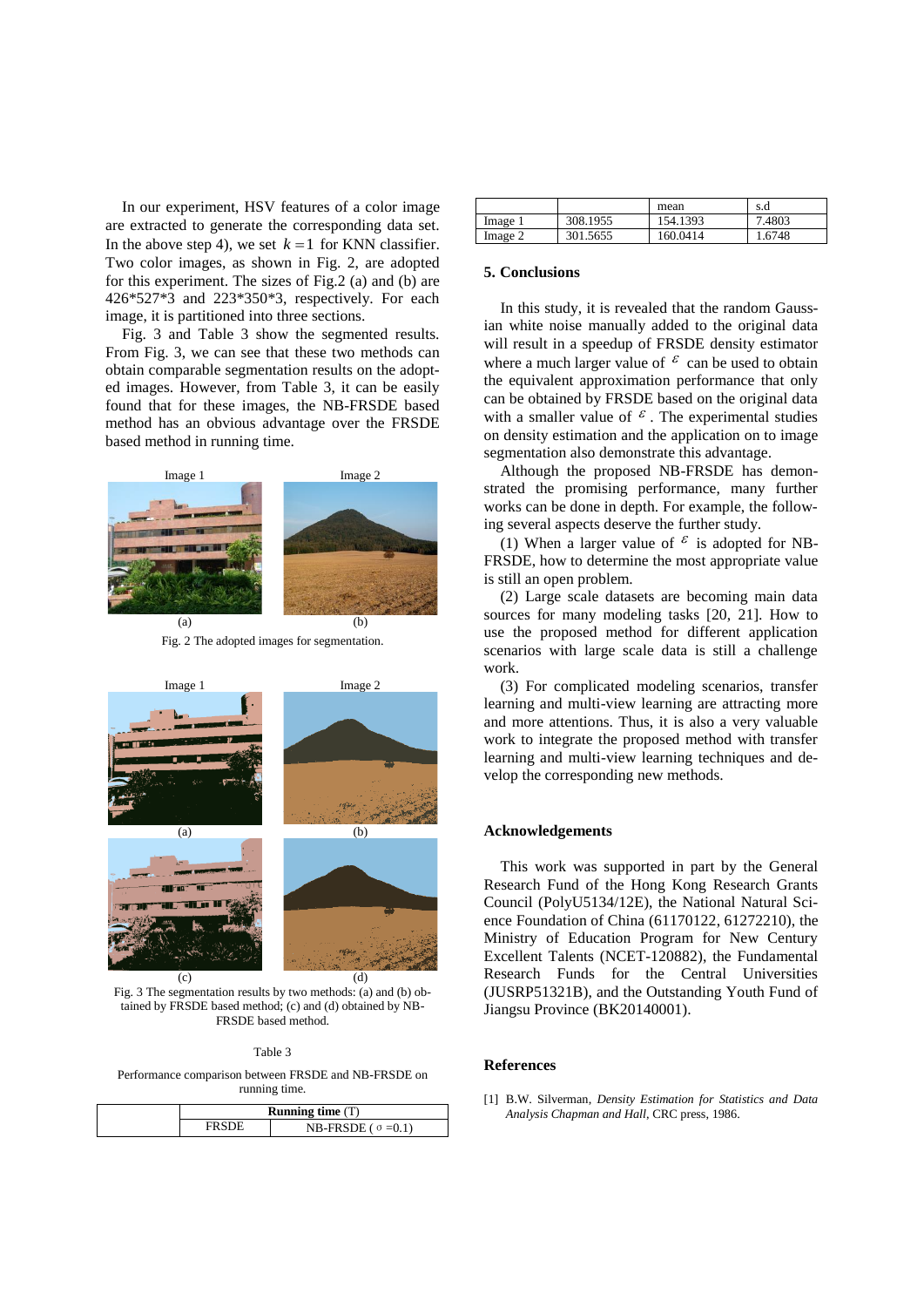In our experiment, HSV features of a color image are extracted to generate the corresponding data set. In the above step 4), we set $k = 1$ for KNN classifier. Two color images, as shown in Fig. 2, are adopted for this experiment. The sizes of Fig.2 (a) and (b) are 426*527*3 and 223*350*3, respectively. For each image, it is partitioned into three sections.

Fig. 3 and Table 3 show the segmented results. From Fig. 3, we can see that these two methods can obtain comparable segmentation results on the adopted images. However, from Table 3, it can be easily found that for these images, the NB-FRSDE based method has an obvious advantage over the FRSDE based method in running time.

Fig. 2 The adopted images for segmentation.

Fig. 3 The segmentation results by two methods: (a) and (b) obtained by FRSDE based method; (c) and (d) obtained by NB-FRSDE based method.

Table 3

Performance comparison between FRSDE and NB-FRSDE on running time.

| | Running time (T) | | |
|---|---|---|---|
| | FRSDE | NB-FRSDE ( $\sigma$ =0.1) | |
| | | mean | s.d |
| Image 1 | 308.1955 | 154.1393 | 7.4803 |
| Image 2 | 301.5655 | 160.0414 | 1.6748 |

## 5. Conclusions

In this study, it is revealed that the random Gaussian white noise manually added to the original data will result in a speedup of FRSDE density estimator where a much larger value of $\varepsilon$ can be used to obtain the equivalent approximation performance that only can be obtained by FRSDE based on the original data with a smaller value of $\varepsilon$. The experimental studies on density estimation and the application on to image segmentation also demonstrate this advantage.

Although the proposed NB-FRSDE has demonstrated the promising performance, many further works can be done in depth. For example, the following several aspects deserve the further study.

(1) When a larger value of $\varepsilon$ is adopted for NB-FRSDE, how to determine the most appropriate value is still an open problem.

(2) Large scale datasets are becoming main data sources for many modeling tasks [20, 21]. How to use the proposed method for different application scenarios with large scale data is still a challenge work.

(3) For complicated modeling scenarios, transfer learning and multi-view learning are attracting more and more attentions. Thus, it is also a very valuable work to integrate the proposed method with transfer learning and multi-view learning techniques and develop the corresponding new methods.

## Acknowledgements

This work was supported in part by the General Research Fund of the Hong Kong Research Grants Council (PolyU5134/12E), the National Natural Science Foundation of China (61170122, 61272210), the Ministry of Education Program for New Century Excellent Talents (NCET-120882), the Fundamental Research Funds for the Central Universities (JUSRP51321B), and the Outstanding Youth Fund of Jiangsu Province (BK20140001).

## References

[1] B.W. Silverman, *Density Estimation for Statistics and Data Analysis Chapman and Hall*, CRC press, 1986.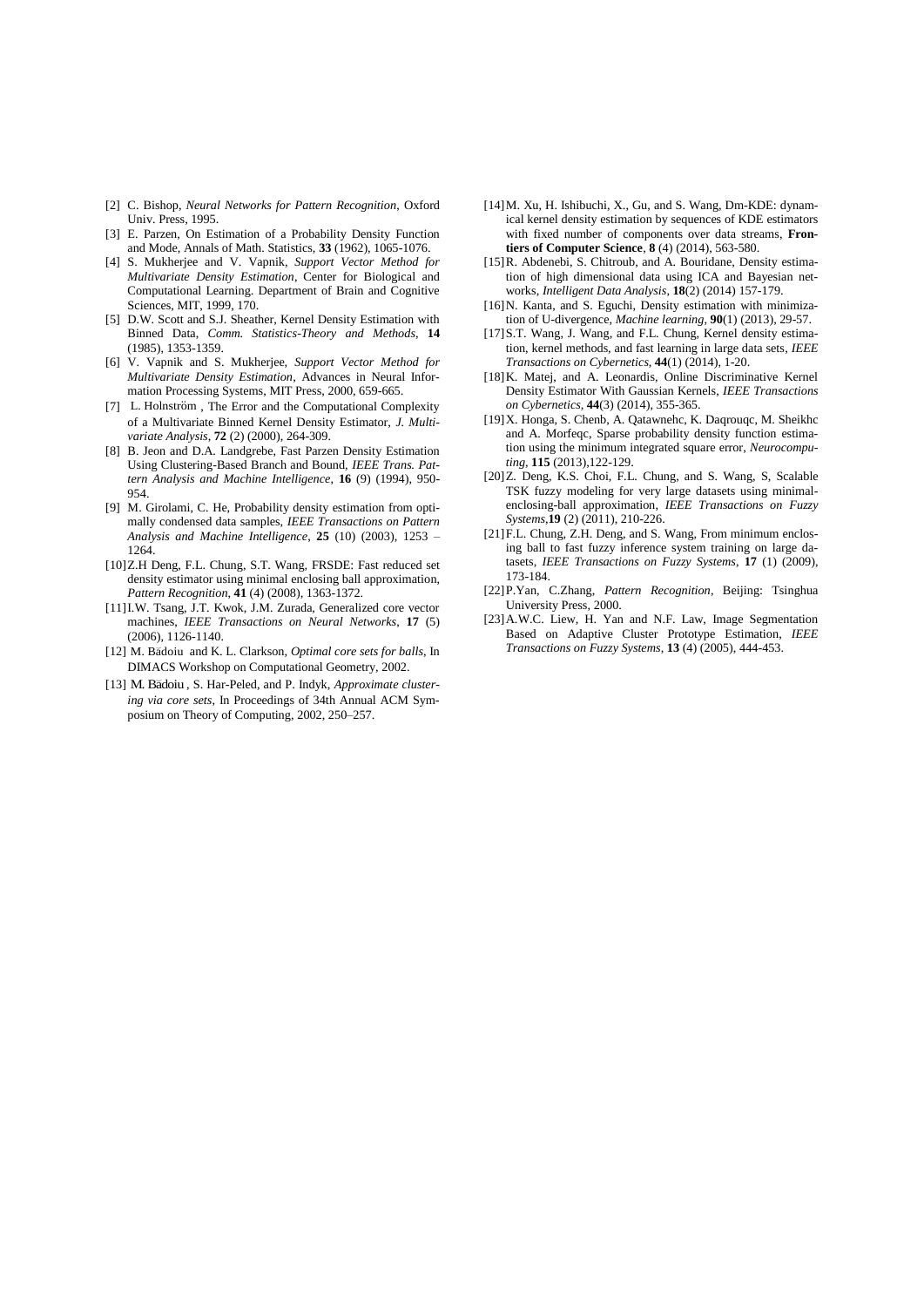[2] C. Bishop, *Neural Networks for Pattern Recognition*, Oxford Univ. Press, 1995.

[3] E. Parzen, On Estimation of a Probability Density Function and Mode, Annals of Math. Statistics, **33** (1962), 1065-1076.

[4] S. Mukherjee and V. Vapnik, *Support Vector Method for Multivariate Density Estimation*, Center for Biological and Computational Learning. Department of Brain and Cognitive Sciences, MIT, 1999, 170.

[5] D.W. Scott and S.J. Sheather, Kernel Density Estimation with Binned Data, *Comm. Statistics-Theory and Methods*, **14** (1985), 1353-1359.

[6] V. Vapnik and S. Mukherjee, *Support Vector Method for Multivariate Density Estimation*, Advances in Neural Information Processing Systems, MIT Press, 2000, 659-665.

[7] L. Holnström , The Error and the Computational Complexity of a Multivariate Binned Kernel Density Estimator, *J. Multivariate Analysis*, **72** (2) (2000), 264-309.

[8] B. Jeon and D.A. Landgrebe, Fast Parzen Density Estimation Using Clustering-Based Branch and Bound, *IEEE Trans. Pattern Analysis and Machine Intelligence*, **16** (9) (1994), 950-954.

[9] M. Girolami, C. He, Probability density estimation from optimally condensed data samples, *IEEE Transactions on Pattern Analysis and Machine Intelligence*, **25** (10) (2003), 1253 – 1264.

[10] Z.H Deng, F.L. Chung, S.T. Wang, FRSDE: Fast reduced set density estimator using minimal enclosing ball approximation, *Pattern Recognition*, **41** (4) (2008), 1363-1372.

[11] I.W. Tsang, J.T. Kwok, J.M. Zurada, Generalized core vector machines, *IEEE Transactions on Neural Networks*, **17** (5) (2006), 1126-1140.

[12] M. Bădoiu and K. L. Clarkson, *Optimal core sets for balls*, In DIMACS Workshop on Computational Geometry, 2002.

[13] M. Bădoiu , S. Har-Peled, and P. Indyk, *Approximate clustering via core sets*, In Proceedings of 34th Annual ACM Symposium on Theory of Computing, 2002, 250–257.

[14] M. Xu, H. Ishibuchi, X., Gu, and S. Wang, Dm-KDE: dynamical kernel density estimation by sequences of KDE estimators with fixed number of components over data streams, **Frontiers of Computer Science**, **8** (4) (2014), 563-580.

[15] R. Abdenebi, S. Chitroub, and A. Bouridane, Density estimation of high dimensional data using ICA and Bayesian networks, *Intelligent Data Analysis*, **18**(2) (2014) 157-179.

[16] N. Kanta, and S. Eguchi, Density estimation with minimization of U-divergence, *Machine learning*, **90**(1) (2013), 29-57.

[17] S.T. Wang, J. Wang, and F.L. Chung, Kernel density estimation, kernel methods, and fast learning in large data sets, *IEEE Transactions on Cybernetics*, **44**(1) (2014), 1-20.

[18] K. Matej, and A. Leonardis, Online Discriminative Kernel Density Estimator With Gaussian Kernels, *IEEE Transactions on Cybernetics*, **44**(3) (2014), 355-365.

[19] X. Honga, S. Chenb, A. Qatawnehc, K. Daqrouqc, M. Sheikhc and A. Morfeqc, Sparse probability density function estimation using the minimum integrated square error, *Neurocomputing*, **115** (2013),122-129.

[20] Z. Deng, K.S. Choi, F.L. Chung, and S. Wang, S, Scalable TSK fuzzy modeling for very large datasets using minimal-enclosing-ball approximation, *IEEE Transactions on Fuzzy Systems*,**19** (2) (2011), 210-226.

[21] F.L. Chung, Z.H. Deng, and S. Wang, From minimum enclosing ball to fast fuzzy inference system training on large datasets, *IEEE Transactions on Fuzzy Systems*, **17** (1) (2009), 173-184.

[22] P.Yan, C.Zhang, *Pattern Recognition*, Beijing: Tsinghua University Press, 2000.

[23] A.W.C. Liew, H. Yan and N.F. Law, Image Segmentation Based on Adaptive Cluster Prototype Estimation, *IEEE Transactions on Fuzzy Systems*, **13** (4) (2005), 444-453.